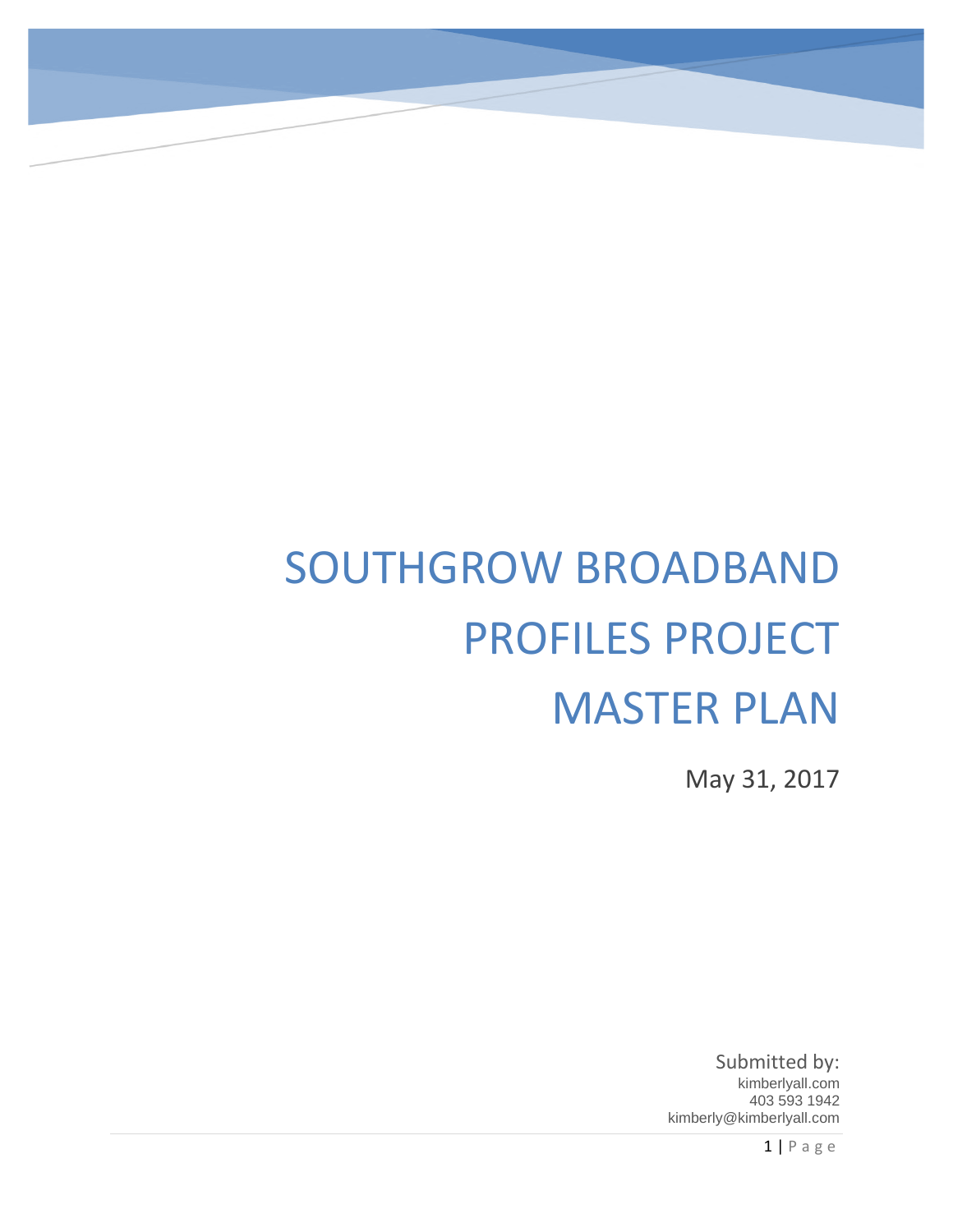# SOUTHGROW BROADBAND PROFILES PROJECT MASTER PLAN

May 31, 2017

Submitted by:
kimberlyall.com
403 593 1942
kimberly@kimberlyall.com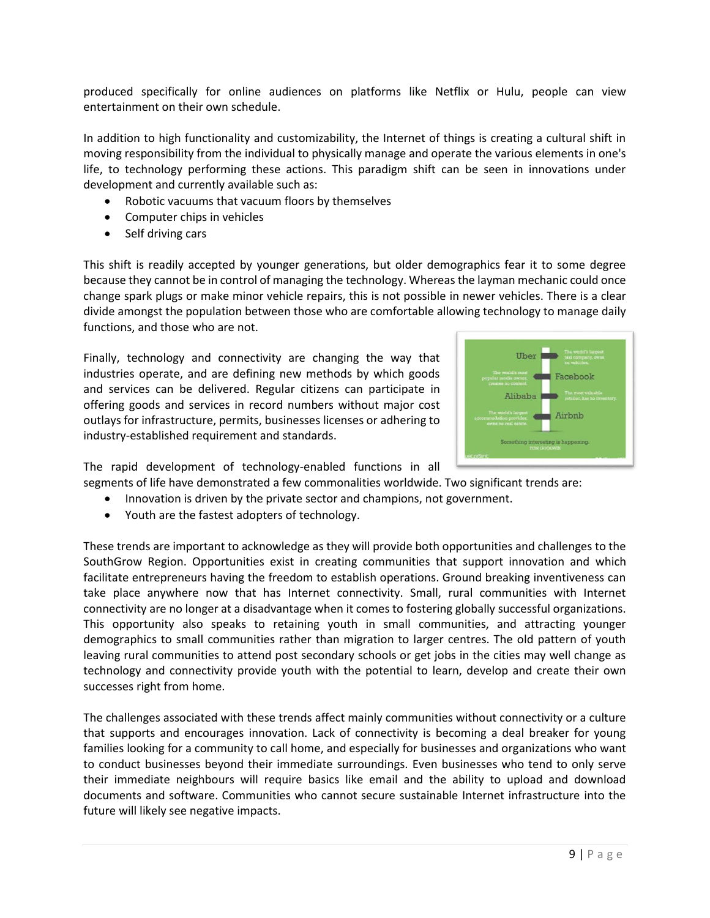produced specifically for online audiences on platforms like Netflix or Hulu, people can view entertainment on their own schedule.

In addition to high functionality and customizability, the Internet of things is creating a cultural shift in moving responsibility from the individual to physically manage and operate the various elements in one's life, to technology performing these actions. This paradigm shift can be seen in innovations under development and currently available such as:

- Robotic vacuums that vacuum floors by themselves
- Computer chips in vehicles
- Self driving cars

This shift is readily accepted by younger generations, but older demographics fear it to some degree because they cannot be in control of managing the technology. Whereas the layman mechanic could once change spark plugs or make minor vehicle repairs, this is not possible in newer vehicles. There is a clear divide amongst the population between those who are comfortable allowing technology to manage daily functions, and those who are not.

Finally, technology and connectivity are changing the way that industries operate, and are defining new methods by which goods and services can be delivered. Regular citizens can participate in offering goods and services in record numbers without major cost outlays for infrastructure, permits, businesses licenses or adhering to industry-established requirement and standards.

The rapid development of technology-enabled functions in all segments of life have demonstrated a few commonalities worldwide. Two significant trends are:

- Innovation is driven by the private sector and champions, not government.
- Youth are the fastest adopters of technology.

These trends are important to acknowledge as they will provide both opportunities and challenges to the SouthGrow Region. Opportunities exist in creating communities that support innovation and which facilitate entrepreneurs having the freedom to establish operations. Ground breaking inventiveness can take place anywhere now that has Internet connectivity. Small, rural communities with Internet connectivity are no longer at a disadvantage when it comes to fostering globally successful organizations. This opportunity also speaks to retaining youth in small communities, and attracting younger demographics to small communities rather than migration to larger centres. The old pattern of youth leaving rural communities to attend post secondary schools or get jobs in the cities may well change as technology and connectivity provide youth with the potential to learn, develop and create their own successes right from home.

The challenges associated with these trends affect mainly communities without connectivity or a culture that supports and encourages innovation. Lack of connectivity is becoming a deal breaker for young families looking for a community to call home, and especially for businesses and organizations who want to conduct businesses beyond their immediate surroundings. Even businesses who tend to only serve their immediate neighbours will require basics like email and the ability to upload and download documents and software. Communities who cannot secure sustainable Internet infrastructure into the future will likely see negative impacts.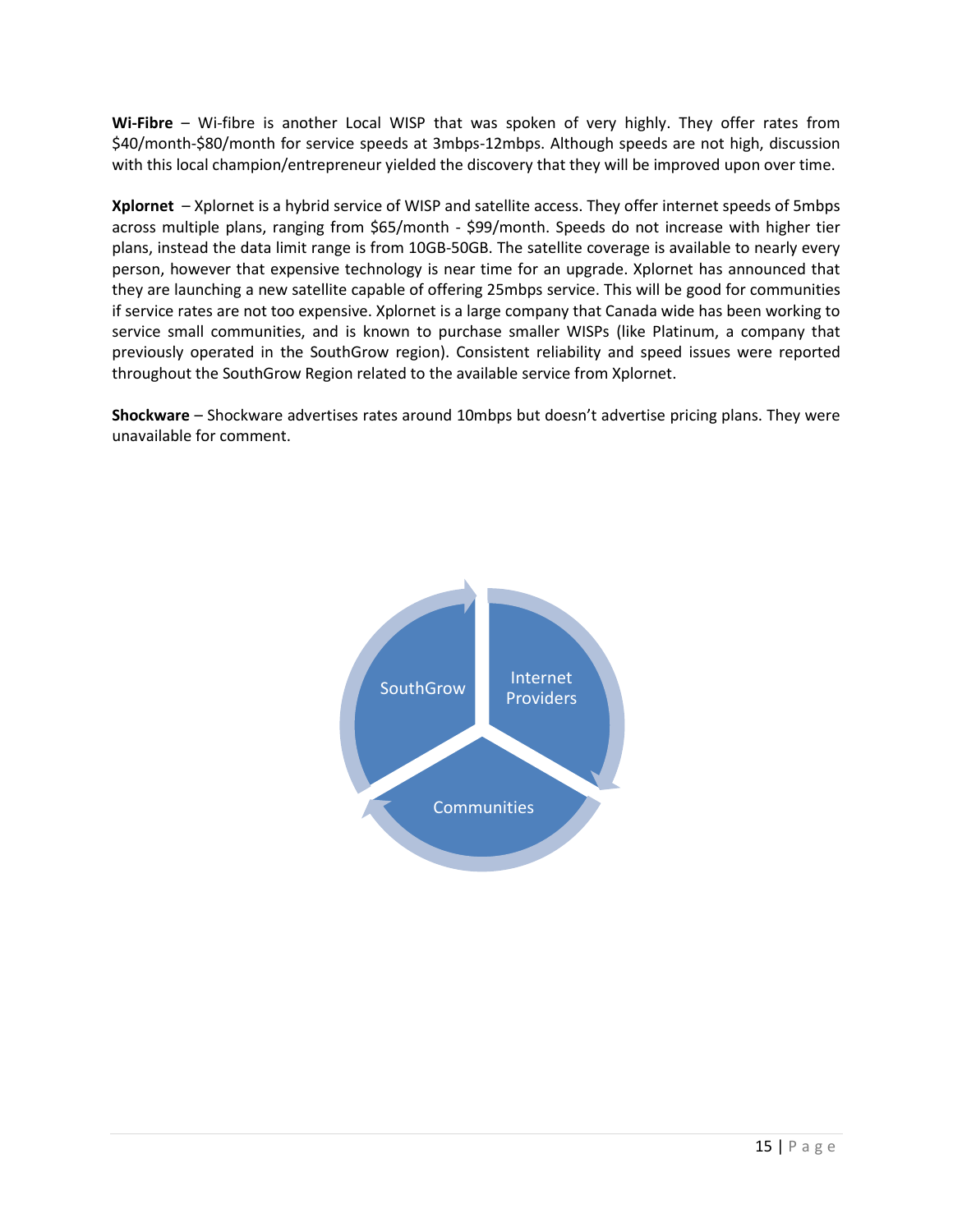**Wi-Fibre** – Wi-fibre is another Local WISP that was spoken of very highly. They offer rates from $40/month-$80/month for service speeds at 3mbps-12mbps. Although speeds are not high, discussion with this local champion/entrepreneur yielded the discovery that they will be improved upon over time.

**Xplornet** – Xplornet is a hybrid service of WISP and satellite access. They offer internet speeds of 5mbps across multiple plans, ranging from $65/month - $99/month. Speeds do not increase with higher tier plans, instead the data limit range is from 10GB-50GB. The satellite coverage is available to nearly every person, however that expensive technology is near time for an upgrade. Xplornet has announced that they are launching a new satellite capable of offering 25mbps service. This will be good for communities if service rates are not too expensive. Xplornet is a large company that Canada wide has been working to service small communities, and is known to purchase smaller WISPs (like Platinum, a company that previously operated in the SouthGrow region). Consistent reliability and speed issues were reported throughout the SouthGrow Region related to the available service from Xplornet.

**Shockware** – Shockware advertises rates around 10mbps but doesn't advertise pricing plans. They were unavailable for comment.

SouthGrow

Internet Providers

Communities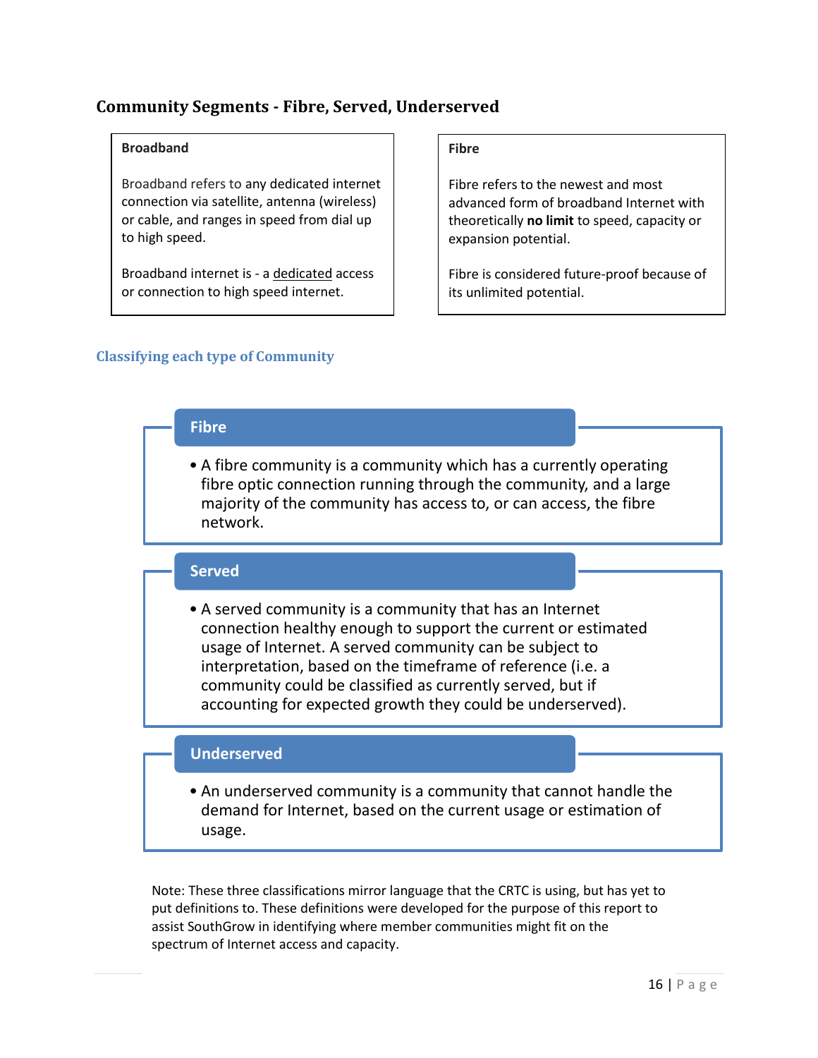## Community Segments - Fibre, Served, Underserved

**Broadband**

Broadband refers to any dedicated internet connection via satellite, antenna (wireless) or cable, and ranges in speed from dial up to high speed.

Broadband internet is - a dedicated access or connection to high speed internet.

**Fibre**

Fibre refers to the newest and most advanced form of broadband Internet with theoretically **no limit** to speed, capacity or expansion potential.

Fibre is considered future-proof because of its unlimited potential.

### Classifying each type of Community

**Fibre**

- A fibre community is a community which has a currently operating fibre optic connection running through the community, and a large majority of the community has access to, or can access, the fibre network.

**Served**

- A served community is a community that has an Internet connection healthy enough to support the current or estimated usage of Internet. A served community can be subject to interpretation, based on the timeframe of reference (i.e. a community could be classified as currently served, but if accounting for expected growth they could be underserved).

**Underserved**

- An underserved community is a community that cannot handle the demand for Internet, based on the current usage or estimation of usage.

Note: These three classifications mirror language that the CRTC is using, but has yet to put definitions to. These definitions were developed for the purpose of this report to assist SouthGrow in identifying where member communities might fit on the spectrum of Internet access and capacity.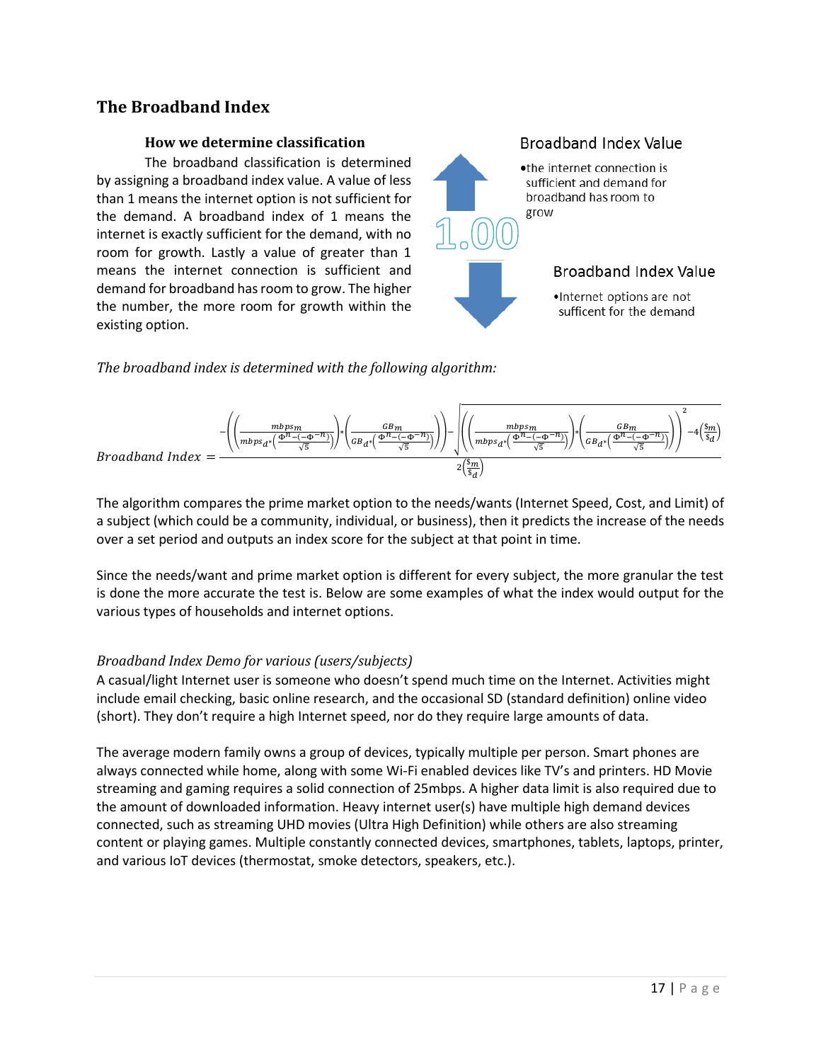## The Broadband Index

### How we determine classification

The broadband classification is determined by assigning a broadband index value. A value of less than 1 means the internet option is not sufficient for the demand. A broadband index of 1 means the internet is exactly sufficient for the demand, with no room for growth. Lastly a value of greater than 1 means the internet connection is sufficient and demand for broadband has room to grow. The higher the number, the more room for growth within the existing option.

1.00

Broadband Index Value

- the internet connection is sufficient and demand for broadband has room to grow

Broadband Index Value

- Internet options are not sufficent for the demand

*The broadband index is determined with the following algorithm:*

$$Broadband\ Index = \frac{-\left(\left(\frac{mbps_m}{mbps_d * \left(\frac{\Phi^n - (-\Phi^{-n})}{\sqrt{5}}\right)}\right) * \left(\frac{GB_m}{GB_d * \left(\frac{\Phi^n - (-\Phi^{-n})}{\sqrt{5}}\right)}\right)\right) - \sqrt{\left(\left(\frac{mbps_m}{mbps_d * \left(\frac{\Phi^n - (-\Phi^{-n})}{\sqrt{5}}\right)}\right) * \left(\frac{GB_m}{GB_d * \left(\frac{\Phi^n - (-\Phi^{-n})}{\sqrt{5}}\right)}\right)\right)^2 - 4\left(\frac{\$_m}{\$_d}\right)}}{2\left(\frac{\$_m}{\$_d}\right)}$$

The algorithm compares the prime market option to the needs/wants (Internet Speed, Cost, and Limit) of a subject (which could be a community, individual, or business), then it predicts the increase of the needs over a set period and outputs an index score for the subject at that point in time.

Since the needs/want and prime market option is different for every subject, the more granular the test is done the more accurate the test is. Below are some examples of what the index would output for the various types of households and internet options.

*Broadband Index Demo for various (users/subjects)*

A casual/light Internet user is someone who doesn't spend much time on the Internet. Activities might include email checking, basic online research, and the occasional SD (standard definition) online video (short). They don't require a high Internet speed, nor do they require large amounts of data.

The average modern family owns a group of devices, typically multiple per person. Smart phones are always connected while home, along with some Wi-Fi enabled devices like TV's and printers. HD Movie streaming and gaming requires a solid connection of 25mbps. A higher data limit is also required due to the amount of downloaded information. Heavy internet user(s) have multiple high demand devices connected, such as streaming UHD movies (Ultra High Definition) while others are also streaming content or playing games. Multiple constantly connected devices, smartphones, tablets, laptops, printer, and various IoT devices (thermostat, smoke detectors, speakers, etc.).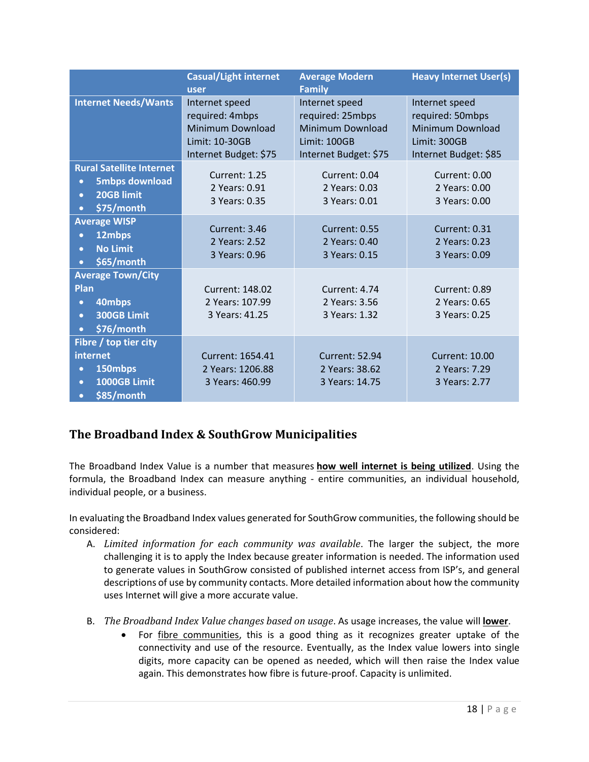| | Casual/Light internet user | Average Modern Family | Heavy Internet User(s) |
|---|---|---|---|
| **Internet Needs/Wants** | Internet speed required: 4mbps<br>Minimum Download Limit: 10-30GB<br>Internet Budget: $75 | Internet speed required: 25mbps<br>Minimum Download Limit: 100GB<br>Internet Budget: $75 | Internet speed required: 50mbps<br>Minimum Download Limit: 300GB<br>Internet Budget: $85 |
| **Rural Satellite Internet**<br>• 5mbps download<br>• 20GB limit<br>• $75/month | Current: 1.25<br>2 Years: 0.91<br>3 Years: 0.35 | Current: 0.04<br>2 Years: 0.03<br>3 Years: 0.01 | Current: 0.00<br>2 Years: 0.00<br>3 Years: 0.00 |
| **Average WISP**<br>• 12mbps<br>• No Limit<br>• $65/month | Current: 3.46<br>2 Years: 2.52<br>3 Years: 0.96 | Current: 0.55<br>2 Years: 0.40<br>3 Years: 0.15 | Current: 0.31<br>2 Years: 0.23<br>3 Years: 0.09 |
| **Average Town/City Plan**<br>• 40mbps<br>• 300GB Limit<br>• $76/month | Current: 148.02<br>2 Years: 107.99<br>3 Years: 41.25 | Current: 4.74<br>2 Years: 3.56<br>3 Years: 1.32 | Current: 0.89<br>2 Years: 0.65<br>3 Years: 0.25 |
| **Fibre / top tier city internet**<br>• 150mbps<br>• 1000GB Limit<br>• $85/month | Current: 1654.41<br>2 Years: 1206.88<br>3 Years: 460.99 | Current: 52.94<br>2 Years: 38.62<br>3 Years: 14.75 | Current: 10.00<br>2 Years: 7.29<br>3 Years: 2.77 |

## The Broadband Index & SouthGrow Municipalities

The Broadband Index Value is a number that measures **how well internet is being utilized**. Using the formula, the Broadband Index can measure anything - entire communities, an individual household, individual people, or a business.

In evaluating the Broadband Index values generated for SouthGrow communities, the following should be considered:

A. *Limited information for each community was available*. The larger the subject, the more challenging it is to apply the Index because greater information is needed. The information used to generate values in SouthGrow consisted of published internet access from ISP's, and general descriptions of use by community contacts. More detailed information about how the community uses Internet will give a more accurate value.

B. *The Broadband Index Value changes based on usage*. As usage increases, the value will **lower**.
   - For fibre communities, this is a good thing as it recognizes greater uptake of the connectivity and use of the resource. Eventually, as the Index value lowers into single digits, more capacity can be opened as needed, which will then raise the Index value again. This demonstrates how fibre is future-proof. Capacity is unlimited.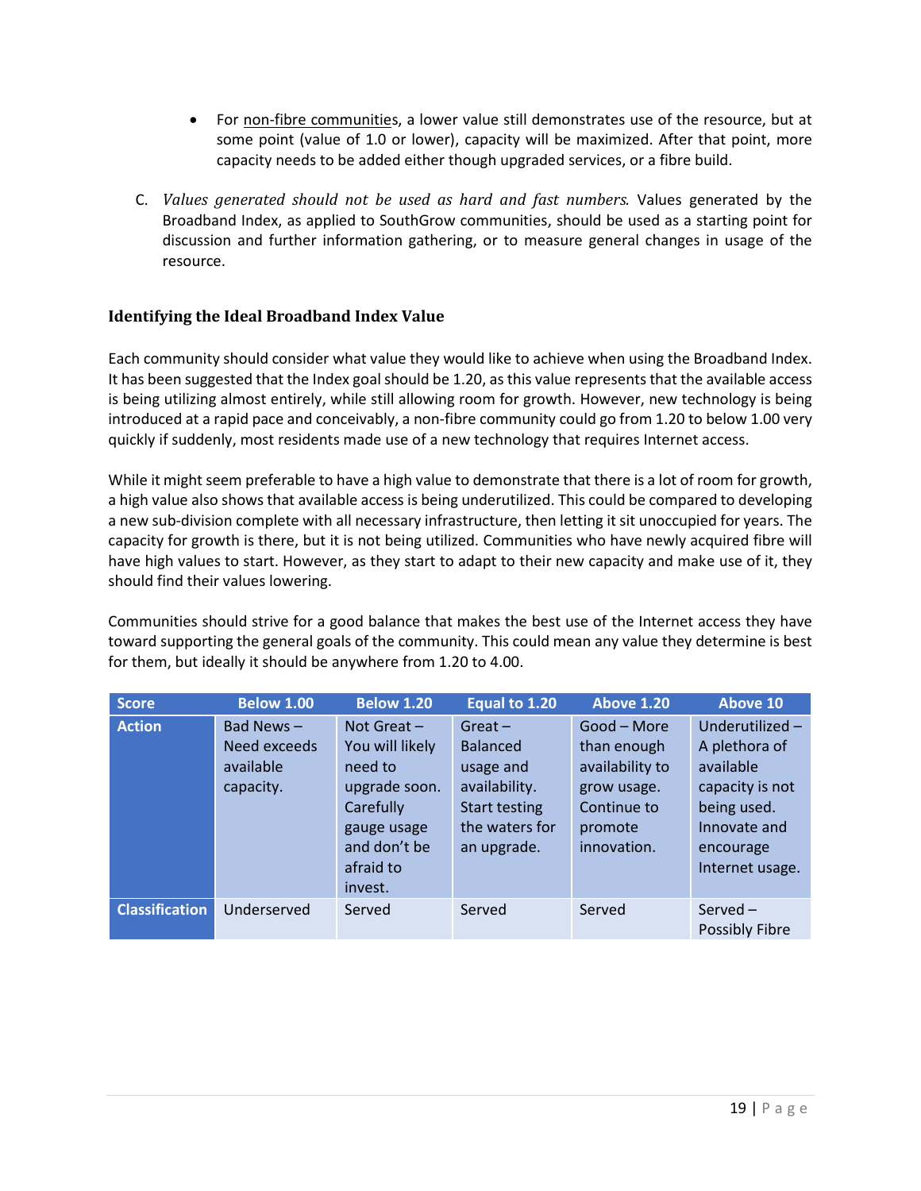- For non-fibre communities, a lower value still demonstrates use of the resource, but at some point (value of 1.0 or lower), capacity will be maximized. After that point, more capacity needs to be added either though upgraded services, or a fibre build.

C. *Values generated should not be used as hard and fast numbers.* Values generated by the Broadband Index, as applied to SouthGrow communities, should be used as a starting point for discussion and further information gathering, or to measure general changes in usage of the resource.

### Identifying the Ideal Broadband Index Value

Each community should consider what value they would like to achieve when using the Broadband Index. It has been suggested that the Index goal should be 1.20, as this value represents that the available access is being utilizing almost entirely, while still allowing room for growth. However, new technology is being introduced at a rapid pace and conceivably, a non-fibre community could go from 1.20 to below 1.00 very quickly if suddenly, most residents made use of a new technology that requires Internet access.

While it might seem preferable to have a high value to demonstrate that there is a lot of room for growth, a high value also shows that available access is being underutilized. This could be compared to developing a new sub-division complete with all necessary infrastructure, then letting it sit unoccupied for years. The capacity for growth is there, but it is not being utilized. Communities who have newly acquired fibre will have high values to start. However, as they start to adapt to their new capacity and make use of it, they should find their values lowering.

Communities should strive for a good balance that makes the best use of the Internet access they have toward supporting the general goals of the community. This could mean any value they determine is best for them, but ideally it should be anywhere from 1.20 to 4.00.

| Score | Below 1.00 | Below 1.20 | Equal to 1.20 | Above 1.20 | Above 10 |
|---|---|---|---|---|---|
| Action | Bad News – Need exceeds available capacity. | Not Great – You will likely need to upgrade soon. Carefully gauge usage and don't be afraid to invest. | Great – Balanced usage and availability. Start testing the waters for an upgrade. | Good – More than enough availability to grow usage. Continue to promote innovation. | Underutilized – A plethora of available capacity is not being used. Innovate and encourage Internet usage. |
| Classification | Underserved | Served | Served | Served | Served – Possibly Fibre |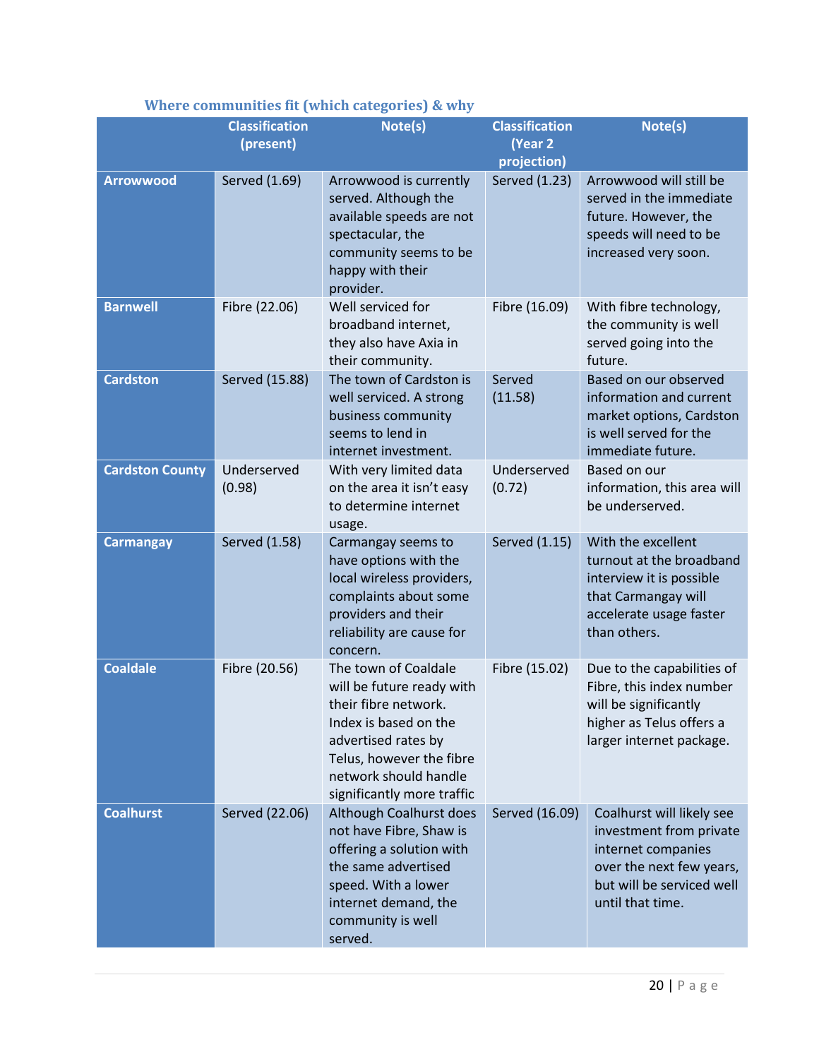### Where communities fit (which categories) & why

| | Classification (present) | Note(s) | Classification (Year 2 projection) | Note(s) |
|---|---|---|---|---|
| **Arrowwood** | Served (1.69) | Arrowwood is currently served. Although the available speeds are not spectacular, the community seems to be happy with their provider. | Served (1.23) | Arrowwood will still be served in the immediate future. However, the speeds will need to be increased very soon. |
| **Barnwell** | Fibre (22.06) | Well serviced for broadband internet, they also have Axia in their community. | Fibre (16.09) | With fibre technology, the community is well served going into the future. |
| **Cardston** | Served (15.88) | The town of Cardston is well serviced. A strong business community seems to lend in internet investment. | Served (11.58) | Based on our observed information and current market options, Cardston is well served for the immediate future. |
| **Cardston County** | Underserved (0.98) | With very limited data on the area it isn't easy to determine internet usage. | Underserved (0.72) | Based on our information, this area will be underserved. |
| **Carmangay** | Served (1.58) | Carmangay seems to have options with the local wireless providers, complaints about some providers and their reliability are cause for concern. | Served (1.15) | With the excellent turnout at the broadband interview it is possible that Carmangay will accelerate usage faster than others. |
| **Coaldale** | Fibre (20.56) | The town of Coaldale will be future ready with their fibre network. Index is based on the advertised rates by Telus, however the fibre network should handle significantly more traffic | Fibre (15.02) | Due to the capabilities of Fibre, this index number will be significantly higher as Telus offers a larger internet package. |
| **Coalhurst** | Served (22.06) | Although Coalhurst does not have Fibre, Shaw is offering a solution with the same advertised speed. With a lower internet demand, the community is well served. | Served (16.09) | Coalhurst will likely see investment from private internet companies over the next few years, but will be serviced well until that time. |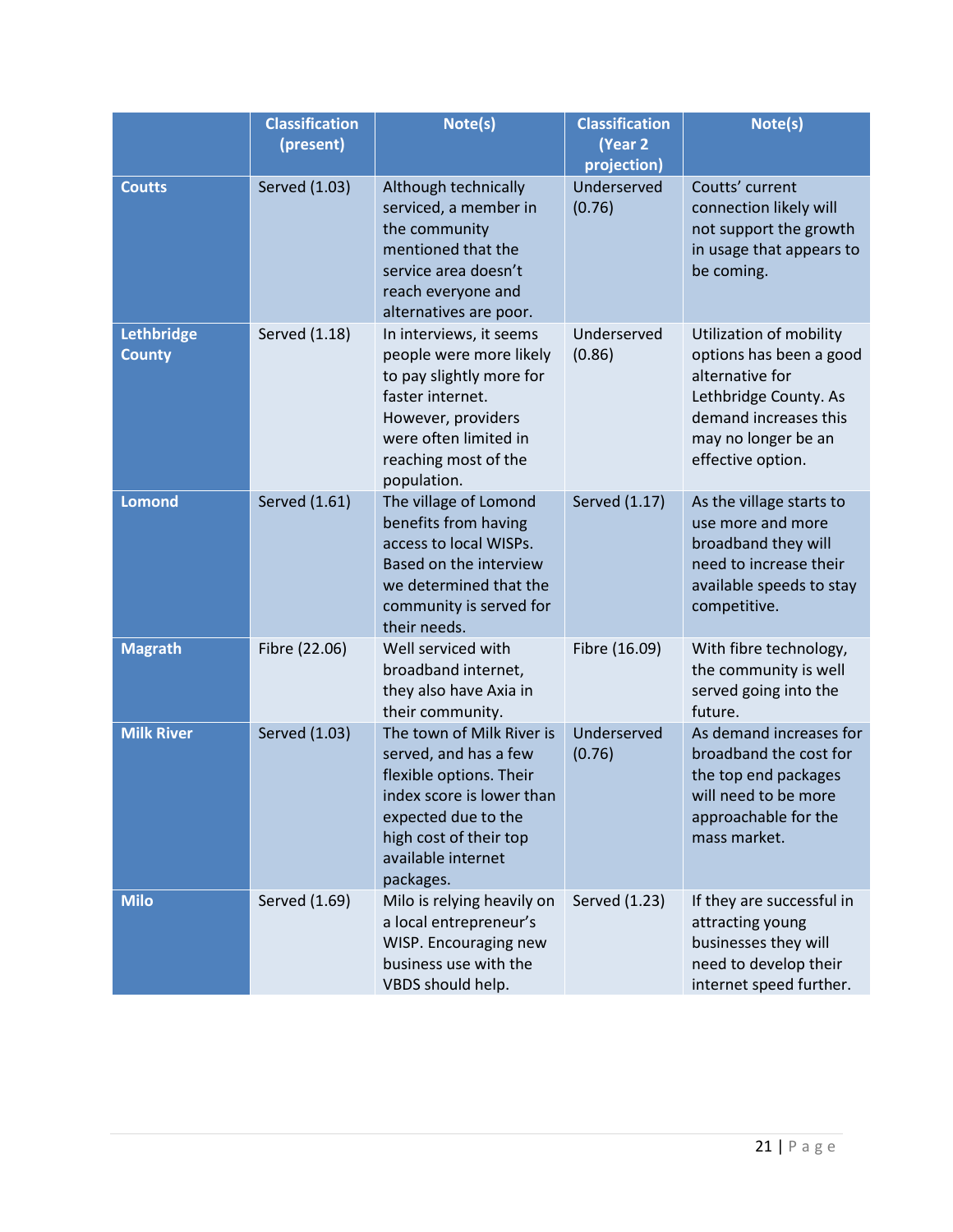| | Classification (present) | Note(s) | Classification (Year 2 projection) | Note(s) |
|---|---|---|---|---|
| **Coutts** | Served (1.03) | Although technically serviced, a member in the community mentioned that the service area doesn't reach everyone and alternatives are poor. | Underserved (0.76) | Coutts' current connection likely will not support the growth in usage that appears to be coming. |
| **Lethbridge County** | Served (1.18) | In interviews, it seems people were more likely to pay slightly more for faster internet. However, providers were often limited in reaching most of the population. | Underserved (0.86) | Utilization of mobility options has been a good alternative for Lethbridge County. As demand increases this may no longer be an effective option. |
| **Lomond** | Served (1.61) | The village of Lomond benefits from having access to local WISPs. Based on the interview we determined that the community is served for their needs. | Served (1.17) | As the village starts to use more and more broadband they will need to increase their available speeds to stay competitive. |
| **Magrath** | Fibre (22.06) | Well serviced with broadband internet, they also have Axia in their community. | Fibre (16.09) | With fibre technology, the community is well served going into the future. |
| **Milk River** | Served (1.03) | The town of Milk River is served, and has a few flexible options. Their index score is lower than expected due to the high cost of their top available internet packages. | Underserved (0.76) | As demand increases for broadband the cost for the top end packages will need to be more approachable for the mass market. |
| **Milo** | Served (1.69) | Milo is relying heavily on a local entrepreneur's WISP. Encouraging new business use with the VBDS should help. | Served (1.23) | If they are successful in attracting young businesses they will need to develop their internet speed further. |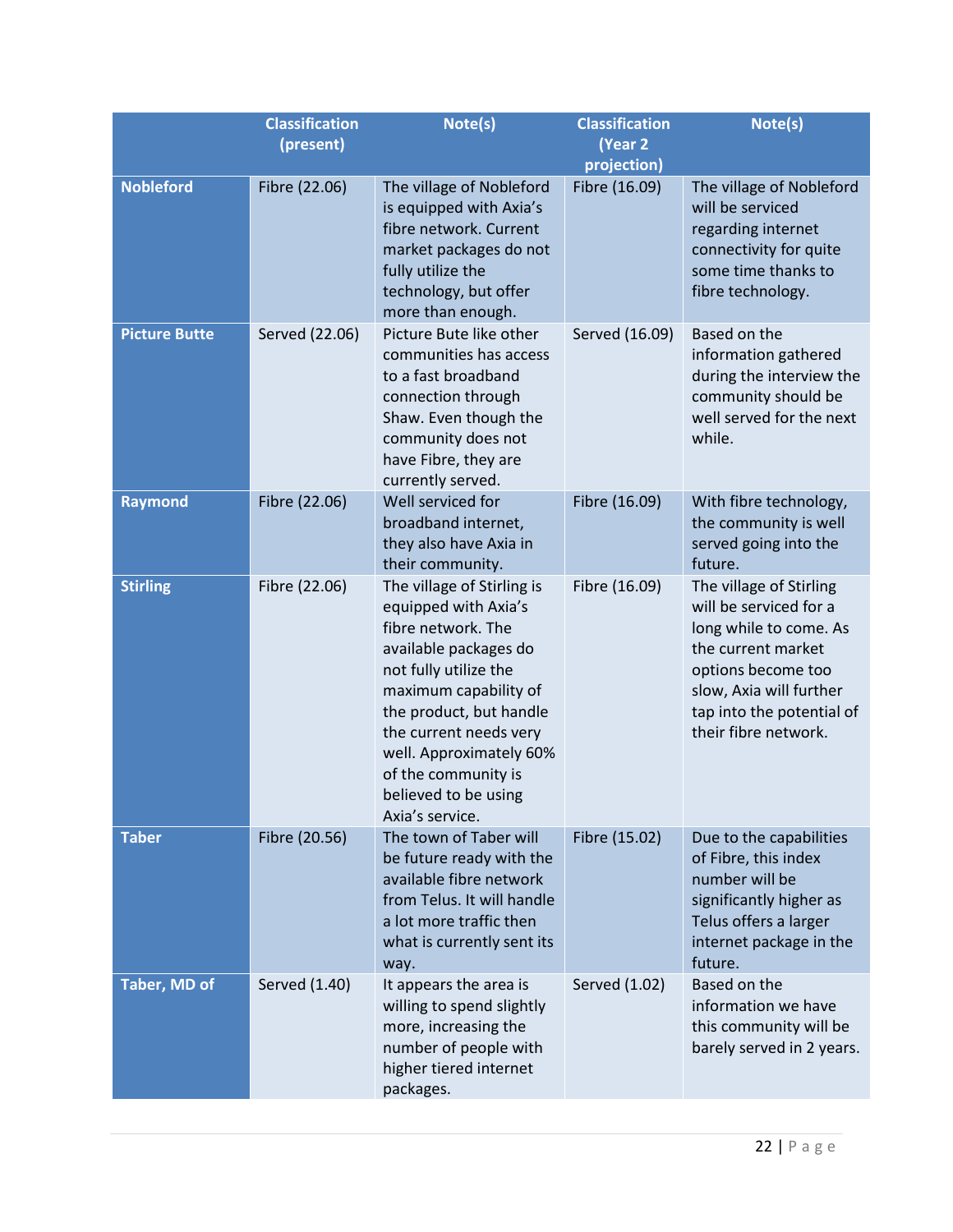| | Classification (present) | Note(s) | Classification (Year 2 projection) | Note(s) |
|---|---|---|---|---|
| **Nobleford** | Fibre (22.06) | The village of Nobleford is equipped with Axia's fibre network. Current market packages do not fully utilize the technology, but offer more than enough. | Fibre (16.09) | The village of Nobleford will be serviced regarding internet connectivity for quite some time thanks to fibre technology. |
| **Picture Butte** | Served (22.06) | Picture Bute like other communities has access to a fast broadband connection through Shaw. Even though the community does not have Fibre, they are currently served. | Served (16.09) | Based on the information gathered during the interview the community should be well served for the next while. |
| **Raymond** | Fibre (22.06) | Well serviced for broadband internet, they also have Axia in their community. | Fibre (16.09) | With fibre technology, the community is well served going into the future. |
| **Stirling** | Fibre (22.06) | The village of Stirling is equipped with Axia's fibre network. The available packages do not fully utilize the maximum capability of the product, but handle the current needs very well. Approximately 60% of the community is believed to be using Axia's service. | Fibre (16.09) | The village of Stirling will be serviced for a long while to come. As the current market options become too slow, Axia will further tap into the potential of their fibre network. |
| **Taber** | Fibre (20.56) | The town of Taber will be future ready with the available fibre network from Telus. It will handle a lot more traffic then what is currently sent its way. | Fibre (15.02) | Due to the capabilities of Fibre, this index number will be significantly higher as Telus offers a larger internet package in the future. |
| **Taber, MD of** | Served (1.40) | It appears the area is willing to spend slightly more, increasing the number of people with higher tiered internet packages. | Served (1.02) | Based on the information we have this community will be barely served in 2 years. |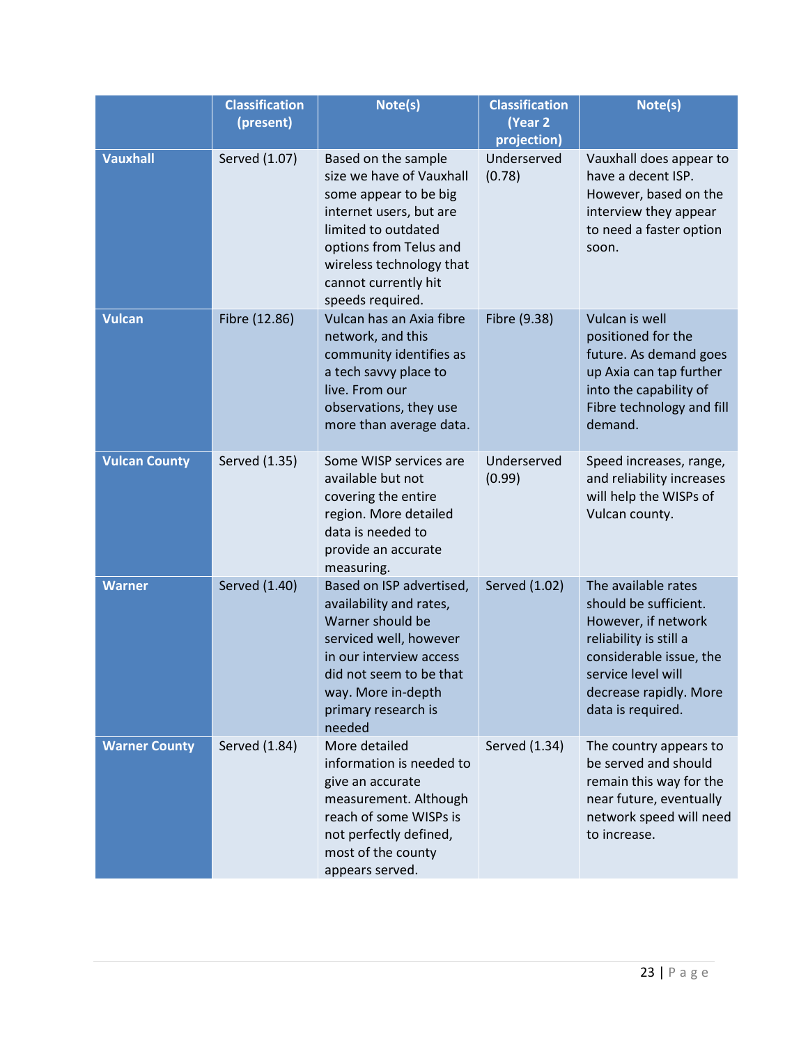| | Classification (present) | Note(s) | Classification (Year 2 projection) | Note(s) |
|---|---|---|---|---|
| **Vauxhall** | Served (1.07) | Based on the sample size we have of Vauxhall some appear to be big internet users, but are limited to outdated options from Telus and wireless technology that cannot currently hit speeds required. | Underserved (0.78) | Vauxhall does appear to have a decent ISP. However, based on the interview they appear to need a faster option soon. |
| **Vulcan** | Fibre (12.86) | Vulcan has an Axia fibre network, and this community identifies as a tech savvy place to live. From our observations, they use more than average data. | Fibre (9.38) | Vulcan is well positioned for the future. As demand goes up Axia can tap further into the capability of Fibre technology and fill demand. |
| **Vulcan County** | Served (1.35) | Some WISP services are available but not covering the entire region. More detailed data is needed to provide an accurate measuring. | Underserved (0.99) | Speed increases, range, and reliability increases will help the WISPs of Vulcan county. |
| **Warner** | Served (1.40) | Based on ISP advertised, availability and rates, Warner should be serviced well, however in our interview access did not seem to be that way. More in-depth primary research is needed | Served (1.02) | The available rates should be sufficient. However, if network reliability is still a considerable issue, the service level will decrease rapidly. More data is required. |
| **Warner County** | Served (1.84) | More detailed information is needed to give an accurate measurement. Although reach of some WISPs is not perfectly defined, most of the county appears served. | Served (1.34) | The country appears to be served and should remain this way for the near future, eventually network speed will need to increase. |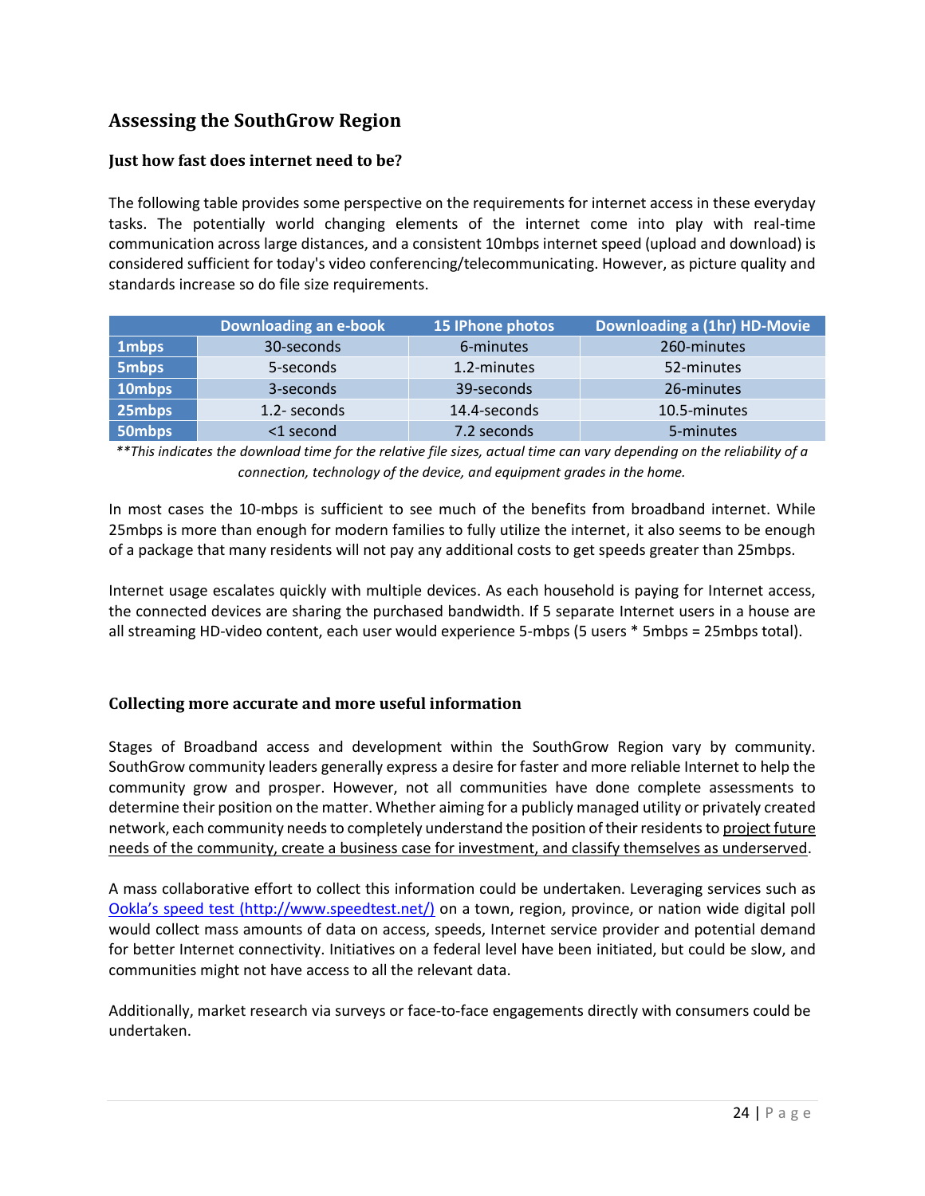## Assessing the SouthGrow Region

### Just how fast does internet need to be?

The following table provides some perspective on the requirements for internet access in these everyday tasks. The potentially world changing elements of the internet come into play with real-time communication across large distances, and a consistent 10mbps internet speed (upload and download) is considered sufficient for today's video conferencing/telecommunicating. However, as picture quality and standards increase so do file size requirements.

| | Downloading an e-book | 15 IPhone photos | Downloading a (1hr) HD-Movie |
|---|---|---|---|
| **1mbps** | 30-seconds | 6-minutes | 260-minutes |
| **5mbps** | 5-seconds | 1.2-minutes | 52-minutes |
| **10mbps** | 3-seconds | 39-seconds | 26-minutes |
| **25mbps** | 1.2- seconds | 14.4-seconds | 10.5-minutes |
| **50mbps** | <1 second | 7.2 seconds | 5-minutes |

*\*\*This indicates the download time for the relative file sizes, actual time can vary depending on the reliability of a connection, technology of the device, and equipment grades in the home.*

In most cases the 10-mbps is sufficient to see much of the benefits from broadband internet. While 25mbps is more than enough for modern families to fully utilize the internet, it also seems to be enough of a package that many residents will not pay any additional costs to get speeds greater than 25mbps.

Internet usage escalates quickly with multiple devices. As each household is paying for Internet access, the connected devices are sharing the purchased bandwidth. If 5 separate Internet users in a house are all streaming HD-video content, each user would experience 5-mbps (5 users * 5mbps = 25mbps total).

### Collecting more accurate and more useful information

Stages of Broadband access and development within the SouthGrow Region vary by community. SouthGrow community leaders generally express a desire for faster and more reliable Internet to help the community grow and prosper. However, not all communities have done complete assessments to determine their position on the matter. Whether aiming for a publicly managed utility or privately created network, each community needs to completely understand the position of their residents to project future needs of the community, create a business case for investment, and classify themselves as underserved.

A mass collaborative effort to collect this information could be undertaken. Leveraging services such as Ookla's speed test (http://www.speedtest.net/) on a town, region, province, or nation wide digital poll would collect mass amounts of data on access, speeds, Internet service provider and potential demand for better Internet connectivity. Initiatives on a federal level have been initiated, but could be slow, and communities might not have access to all the relevant data.

Additionally, market research via surveys or face-to-face engagements directly with consumers could be undertaken.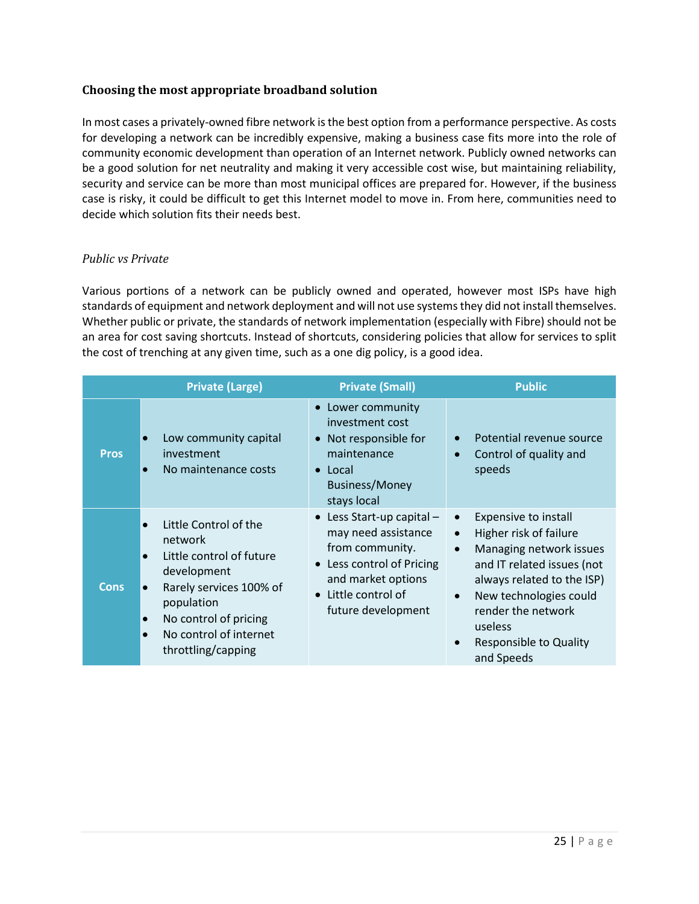### Choosing the most appropriate broadband solution

In most cases a privately-owned fibre network is the best option from a performance perspective. As costs for developing a network can be incredibly expensive, making a business case fits more into the role of community economic development than operation of an Internet network. Publicly owned networks can be a good solution for net neutrality and making it very accessible cost wise, but maintaining reliability, security and service can be more than most municipal offices are prepared for. However, if the business case is risky, it could be difficult to get this Internet model to move in. From here, communities need to decide which solution fits their needs best.

#### *Public vs Private*

Various portions of a network can be publicly owned and operated, however most ISPs have high standards of equipment and network deployment and will not use systems they did not install themselves. Whether public or private, the standards of network implementation (especially with Fibre) should not be an area for cost saving shortcuts. Instead of shortcuts, considering policies that allow for services to split the cost of trenching at any given time, such as a one dig policy, is a good idea.

| | Private (Large) | Private (Small) | Public |
|---|---|---|---|
| **Pros** | • Low community capital investment<br>• No maintenance costs | • Lower community investment cost<br>• Not responsible for maintenance<br>• Local Business/Money stays local | • Potential revenue source<br>• Control of quality and speeds |
| **Cons** | • Little Control of the network<br>• Little control of future development<br>• Rarely services 100% of population<br>• No control of pricing<br>• No control of internet throttling/capping | • Less Start-up capital – may need assistance from community.<br>• Less control of Pricing and market options<br>• Little control of future development | • Expensive to install<br>• Higher risk of failure<br>• Managing network issues and IT related issues (not always related to the ISP)<br>• New technologies could render the network useless<br>• Responsible to Quality and Speeds |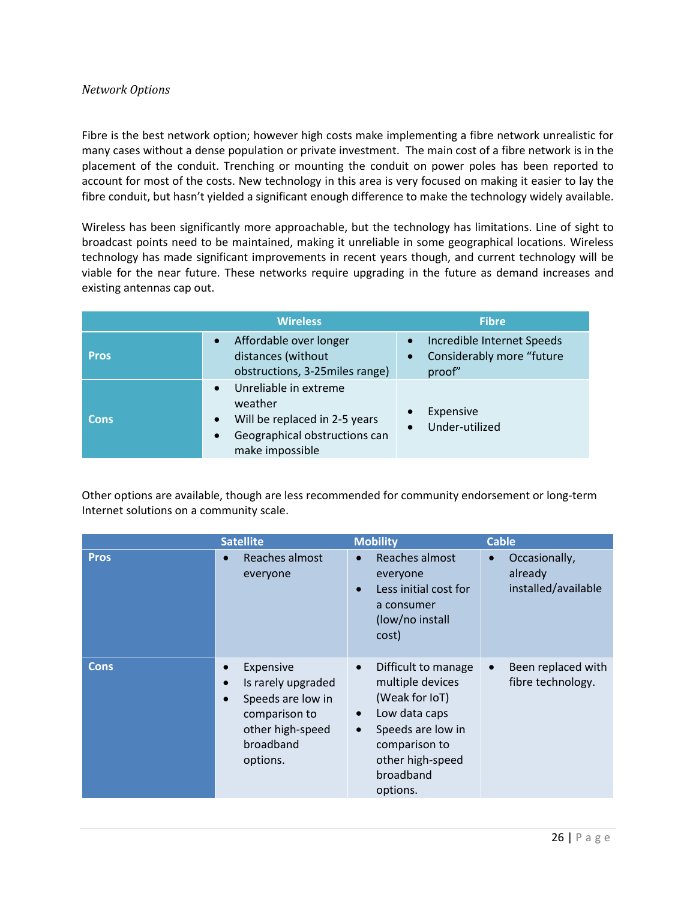*Network Options*

Fibre is the best network option; however high costs make implementing a fibre network unrealistic for many cases without a dense population or private investment. The main cost of a fibre network is in the placement of the conduit. Trenching or mounting the conduit on power poles has been reported to account for most of the costs. New technology in this area is very focused on making it easier to lay the fibre conduit, but hasn't yielded a significant enough difference to make the technology widely available.

Wireless has been significantly more approachable, but the technology has limitations. Line of sight to broadcast points need to be maintained, making it unreliable in some geographical locations. Wireless technology has made significant improvements in recent years though, and current technology will be viable for the near future. These networks require upgrading in the future as demand increases and existing antennas cap out.

| | Wireless | Fibre |
|---|---|---|
| **Pros** | • Affordable over longer distances (without obstructions, 3-25miles range) | • Incredible Internet Speeds<br>• Considerably more "future proof" |
| **Cons** | • Unreliable in extreme weather<br>• Will be replaced in 2-5 years<br>• Geographical obstructions can make impossible | • Expensive<br>• Under-utilized |

Other options are available, though are less recommended for community endorsement or long-term Internet solutions on a community scale.

| | Satellite | Mobility | Cable |
|---|---|---|---|
| **Pros** | • Reaches almost everyone | • Reaches almost everyone<br>• Less initial cost for a consumer (low/no install cost) | • Occasionally, already installed/available |
| **Cons** | • Expensive<br>• Is rarely upgraded<br>• Speeds are low in comparison to other high-speed broadband options. | • Difficult to manage multiple devices (Weak for IoT)<br>• Low data caps<br>• Speeds are low in comparison to other high-speed broadband options. | • Been replaced with fibre technology. |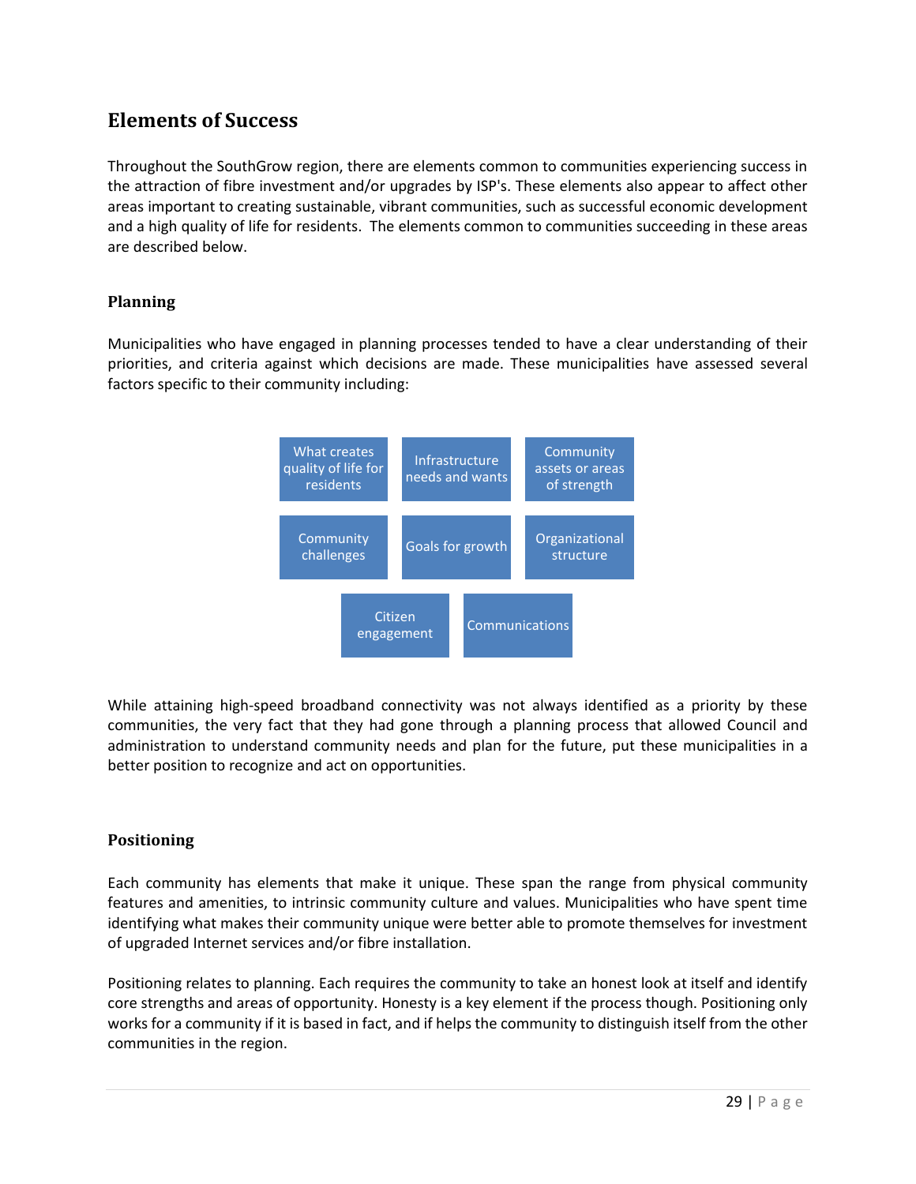## Elements of Success

Throughout the SouthGrow region, there are elements common to communities experiencing success in the attraction of fibre investment and/or upgrades by ISP's. These elements also appear to affect other areas important to creating sustainable, vibrant communities, such as successful economic development and a high quality of life for residents. The elements common to communities succeeding in these areas are described below.

### Planning

Municipalities who have engaged in planning processes tended to have a clear understanding of their priorities, and criteria against which decisions are made. These municipalities have assessed several factors specific to their community including:

What creates quality of life for residents

Infrastructure needs and wants

Community assets or areas of strength

Community challenges

Goals for growth

Organizational structure

Citizen engagement

Communications

While attaining high-speed broadband connectivity was not always identified as a priority by these communities, the very fact that they had gone through a planning process that allowed Council and administration to understand community needs and plan for the future, put these municipalities in a better position to recognize and act on opportunities.

### Positioning

Each community has elements that make it unique. These span the range from physical community features and amenities, to intrinsic community culture and values. Municipalities who have spent time identifying what makes their community unique were better able to promote themselves for investment of upgraded Internet services and/or fibre installation.

Positioning relates to planning. Each requires the community to take an honest look at itself and identify core strengths and areas of opportunity. Honesty is a key element if the process though. Positioning only works for a community if it is based in fact, and if helps the community to distinguish itself from the other communities in the region.